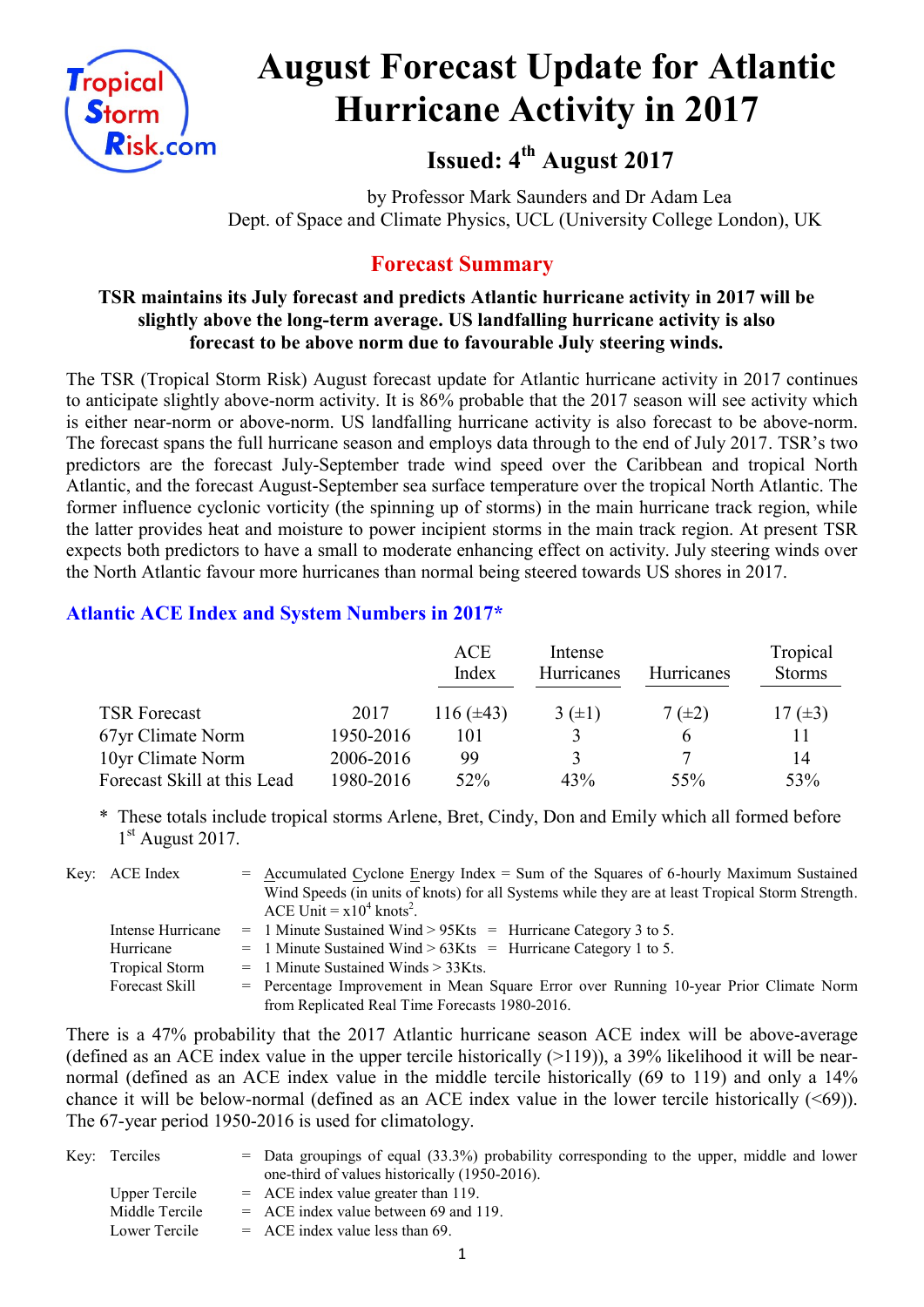# August Forecast Update for Atlantic Hurricane Activity in 2017

## Issued: 4th August 2017

by Professor Mark Saunders and Dr Adam Lea
Dept. of Space and Climate Physics, UCL (University College London), UK

## Forecast Summary

**TSR maintains its July forecast and predicts Atlantic hurricane activity in 2017 will be slightly above the long-term average. US landfalling hurricane activity is also forecast to be above norm due to favourable July steering winds.**

The TSR (Tropical Storm Risk) August forecast update for Atlantic hurricane activity in 2017 continues to anticipate slightly above-norm activity. It is 86% probable that the 2017 season will see activity which is either near-norm or above-norm. US landfalling hurricane activity is also forecast to be above-norm. The forecast spans the full hurricane season and employs data through to the end of July 2017. TSR's two predictors are the forecast July-September trade wind speed over the Caribbean and tropical North Atlantic, and the forecast August-September sea surface temperature over the tropical North Atlantic. The former influence cyclonic vorticity (the spinning up of storms) in the main hurricane track region, while the latter provides heat and moisture to power incipient storms in the main track region. At present TSR expects both predictors to have a small to moderate enhancing effect on activity. July steering winds over the North Atlantic favour more hurricanes than normal being steered towards US shores in 2017.

### Atlantic ACE Index and System Numbers in 2017*

| | | ACE Index | Intense Hurricanes | Hurricanes | Tropical Storms |
|---|---|---|---|---|---|
| TSR Forecast | 2017 | 116 (±43) | 3 (±1) | 7 (±2) | 17 (±3) |
| 67yr Climate Norm | 1950-2016 | 101 | 3 | 6 | 11 |
| 10yr Climate Norm | 2006-2016 | 99 | 3 | 7 | 14 |
| Forecast Skill at this Lead | 1980-2016 | 52% | 43% | 55% | 53% |

\* These totals include tropical storms Arlene, Bret, Cindy, Don and Emily which all formed before 1st August 2017.

Key:
- ACE Index = Accumulated Cyclone Energy Index = Sum of the Squares of 6-hourly Maximum Sustained Wind Speeds (in units of knots) for all Systems while they are at least Tropical Storm Strength. ACE Unit = $x10^4$ knots$^2$.
- Intense Hurricane = 1 Minute Sustained Wind > 95Kts = Hurricane Category 3 to 5.
- Hurricane = 1 Minute Sustained Wind > 63Kts = Hurricane Category 1 to 5.
- Tropical Storm = 1 Minute Sustained Winds > 33Kts.
- Forecast Skill = Percentage Improvement in Mean Square Error over Running 10-year Prior Climate Norm from Replicated Real Time Forecasts 1980-2016.

There is a 47% probability that the 2017 Atlantic hurricane season ACE index will be above-average (defined as an ACE index value in the upper tercile historically (>119)), a 39% likelihood it will be near-normal (defined as an ACE index value in the middle tercile historically (69 to 119) and only a 14% chance it will be below-normal (defined as an ACE index value in the lower tercile historically (<69)). The 67-year period 1950-2016 is used for climatology.

Key:
- Terciles = Data groupings of equal (33.3%) probability corresponding to the upper, middle and lower one-third of values historically (1950-2016).
- Upper Tercile = ACE index value greater than 119.
- Middle Tercile = ACE index value between 69 and 119.
- Lower Tercile = ACE index value less than 69.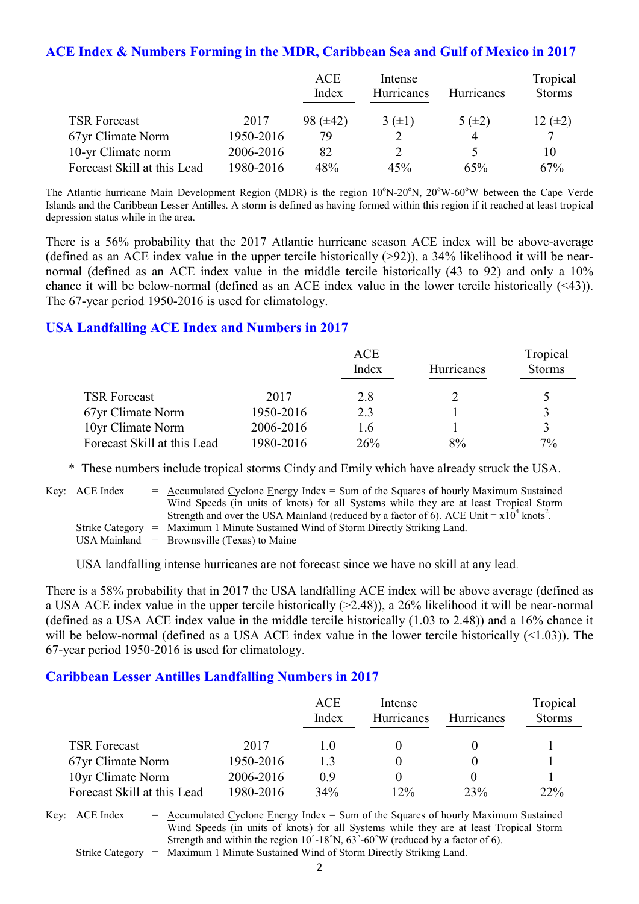## ACE Index & Numbers Forming in the MDR, Caribbean Sea and Gulf of Mexico in 2017

| | | ACE Index | Intense Hurricanes | Hurricanes | Tropical Storms |
|---|---|---|---|---|---|
| TSR Forecast | 2017 | 98 (±42) | 3 (±1) | 5 (±2) | 12 (±2) |
| 67yr Climate Norm | 1950-2016 | 79 | 2 | 4 | 7 |
| 10-yr Climate norm | 2006-2016 | 82 | 2 | 5 | 10 |
| Forecast Skill at this Lead | 1980-2016 | 48% | 45% | 65% | 67% |

The Atlantic hurricane Main Development Region (MDR) is the region 10°N-20°N, 20°W-60°W between the Cape Verde Islands and the Caribbean Lesser Antilles. A storm is defined as having formed within this region if it reached at least tropical depression status while in the area.

There is a 56% probability that the 2017 Atlantic hurricane season ACE index will be above-average (defined as an ACE index value in the upper tercile historically (>92)), a 34% likelihood it will be near-normal (defined as an ACE index value in the middle tercile historically (43 to 92) and only a 10% chance it will be below-normal (defined as an ACE index value in the lower tercile historically (<43)). The 67-year period 1950-2016 is used for climatology.

## USA Landfalling ACE Index and Numbers in 2017

| | | ACE Index | Hurricanes | Tropical Storms |
|---|---|---|---|---|
| TSR Forecast | 2017 | 2.8 | 2 | 5 |
| 67yr Climate Norm | 1950-2016 | 2.3 | 1 | 3 |
| 10yr Climate Norm | 2006-2016 | 1.6 | 1 | 3 |
| Forecast Skill at this Lead | 1980-2016 | 26% | 8% | 7% |

\* These numbers include tropical storms Cindy and Emily which have already struck the USA.

Key: ACE Index = Accumulated Cyclone Energy Index = Sum of the Squares of hourly Maximum Sustained Wind Speeds (in units of knots) for all Systems while they are at least Tropical Storm Strength and over the USA Mainland (reduced by a factor of 6). ACE Unit = $x10^4$ $knots^2$.
Strike Category = Maximum 1 Minute Sustained Wind of Storm Directly Striking Land.
USA Mainland = Brownsville (Texas) to Maine

USA landfalling intense hurricanes are not forecast since we have no skill at any lead.

There is a 58% probability that in 2017 the USA landfalling ACE index will be above average (defined as a USA ACE index value in the upper tercile historically (>2.48)), a 26% likelihood it will be near-normal (defined as a USA ACE index value in the middle tercile historically (1.03 to 2.48)) and a 16% chance it will be below-normal (defined as a USA ACE index value in the lower tercile historically (<1.03)). The 67-year period 1950-2016 is used for climatology.

## Caribbean Lesser Antilles Landfalling Numbers in 2017

| | | ACE Index | Intense Hurricanes | Hurricanes | Tropical Storms |
|---|---|---|---|---|---|
| TSR Forecast | 2017 | 1.0 | 0 | 0 | 1 |
| 67yr Climate Norm | 1950-2016 | 1.3 | 0 | 0 | 1 |
| 10yr Climate Norm | 2006-2016 | 0.9 | 0 | 0 | 1 |
| Forecast Skill at this Lead | 1980-2016 | 34% | 12% | 23% | 22% |

Key: ACE Index = Accumulated Cyclone Energy Index = Sum of the Squares of hourly Maximum Sustained Wind Speeds (in units of knots) for all Systems while they are at least Tropical Storm Strength and within the region 10˚-18˚N, 63˚-60˚W (reduced by a factor of 6).
Strike Category = Maximum 1 Minute Sustained Wind of Storm Directly Striking Land.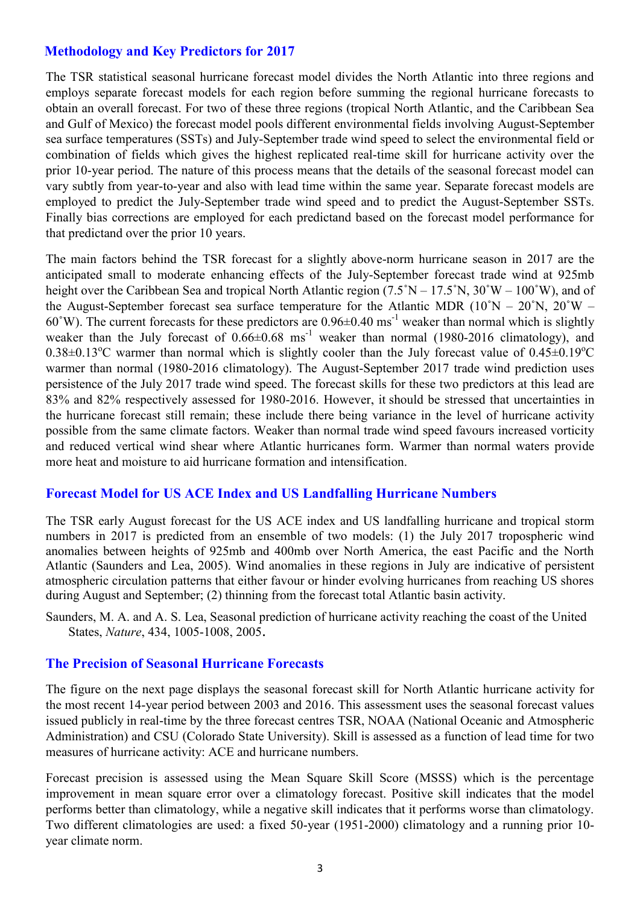## Methodology and Key Predictors for 2017

The TSR statistical seasonal hurricane forecast model divides the North Atlantic into three regions and employs separate forecast models for each region before summing the regional hurricane forecasts to obtain an overall forecast. For two of these three regions (tropical North Atlantic, and the Caribbean Sea and Gulf of Mexico) the forecast model pools different environmental fields involving August-September sea surface temperatures (SSTs) and July-September trade wind speed to select the environmental field or combination of fields which gives the highest replicated real-time skill for hurricane activity over the prior 10-year period. The nature of this process means that the details of the seasonal forecast model can vary subtly from year-to-year and also with lead time within the same year. Separate forecast models are employed to predict the July-September trade wind speed and to predict the August-September SSTs. Finally bias corrections are employed for each predictand based on the forecast model performance for that predictand over the prior 10 years.

The main factors behind the TSR forecast for a slightly above-norm hurricane season in 2017 are the anticipated small to moderate enhancing effects of the July-September forecast trade wind at 925mb height over the Caribbean Sea and tropical North Atlantic region (7.5˚N – 17.5˚N, 30˚W – 100˚W), and of the August-September forecast sea surface temperature for the Atlantic MDR (10˚N – 20˚N, 20˚W – 60˚W). The current forecasts for these predictors are 0.96±0.40 $ms^{-1}$ weaker than normal which is slightly weaker than the July forecast of 0.66±0.68 $ms^{-1}$ weaker than normal (1980-2016 climatology), and 0.38±0.13°C warmer than normal which is slightly cooler than the July forecast value of 0.45±0.19°C warmer than normal (1980-2016 climatology). The August-September 2017 trade wind prediction uses persistence of the July 2017 trade wind speed. The forecast skills for these two predictors at this lead are 83% and 82% respectively assessed for 1980-2016. However, it should be stressed that uncertainties in the hurricane forecast still remain; these include there being variance in the level of hurricane activity possible from the same climate factors. Weaker than normal trade wind speed favours increased vorticity and reduced vertical wind shear where Atlantic hurricanes form. Warmer than normal waters provide more heat and moisture to aid hurricane formation and intensification.

## Forecast Model for US ACE Index and US Landfalling Hurricane Numbers

The TSR early August forecast for the US ACE index and US landfalling hurricane and tropical storm numbers in 2017 is predicted from an ensemble of two models: (1) the July 2017 tropospheric wind anomalies between heights of 925mb and 400mb over North America, the east Pacific and the North Atlantic (Saunders and Lea, 2005). Wind anomalies in these regions in July are indicative of persistent atmospheric circulation patterns that either favour or hinder evolving hurricanes from reaching US shores during August and September; (2) thinning from the forecast total Atlantic basin activity.

Saunders, M. A. and A. S. Lea, Seasonal prediction of hurricane activity reaching the coast of the United States, *Nature*, 434, 1005-1008, 2005.

## The Precision of Seasonal Hurricane Forecasts

The figure on the next page displays the seasonal forecast skill for North Atlantic hurricane activity for the most recent 14-year period between 2003 and 2016. This assessment uses the seasonal forecast values issued publicly in real-time by the three forecast centres TSR, NOAA (National Oceanic and Atmospheric Administration) and CSU (Colorado State University). Skill is assessed as a function of lead time for two measures of hurricane activity: ACE and hurricane numbers.

Forecast precision is assessed using the Mean Square Skill Score (MSSS) which is the percentage improvement in mean square error over a climatology forecast. Positive skill indicates that the model performs better than climatology, while a negative skill indicates that it performs worse than climatology. Two different climatologies are used: a fixed 50-year (1951-2000) climatology and a running prior 10-year climate norm.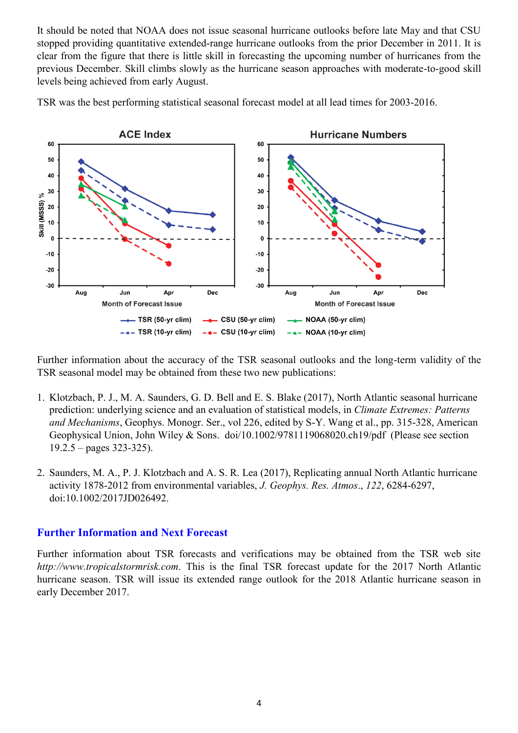It should be noted that NOAA does not issue seasonal hurricane outlooks before late May and that CSU stopped providing quantitative extended-range hurricane outlooks from the prior December in 2011. It is clear from the figure that there is little skill in forecasting the upcoming number of hurricanes from the previous December. Skill climbs slowly as the hurricane season approaches with moderate-to-good skill levels being achieved from early August.

TSR was the best performing statistical seasonal forecast model at all lead times for 2003-2016.

Further information about the accuracy of the TSR seasonal outlooks and the long-term validity of the TSR seasonal model may be obtained from these two new publications:

1. Klotzbach, P. J., M. A. Saunders, G. D. Bell and E. S. Blake (2017), North Atlantic seasonal hurricane prediction: underlying science and an evaluation of statistical models, in *Climate Extremes: Patterns and Mechanisms*, Geophys. Monogr. Ser., vol 226, edited by S-Y. Wang et al., pp. 315-328, American Geophysical Union, John Wiley & Sons. doi/10.1002/9781119068020.ch19/pdf (Please see section 19.2.5 – pages 323-325).

2. Saunders, M. A., P. J. Klotzbach and A. S. R. Lea (2017), Replicating annual North Atlantic hurricane activity 1878-2012 from environmental variables, *J. Geophys. Res. Atmos*., *122*, 6284-6297, doi:10.1002/2017JD026492.

## Further Information and Next Forecast

Further information about TSR forecasts and verifications may be obtained from the TSR web site *http://www.tropicalstormrisk.com*. This is the final TSR forecast update for the 2017 North Atlantic hurricane season. TSR will issue its extended range outlook for the 2018 Atlantic hurricane season in early December 2017.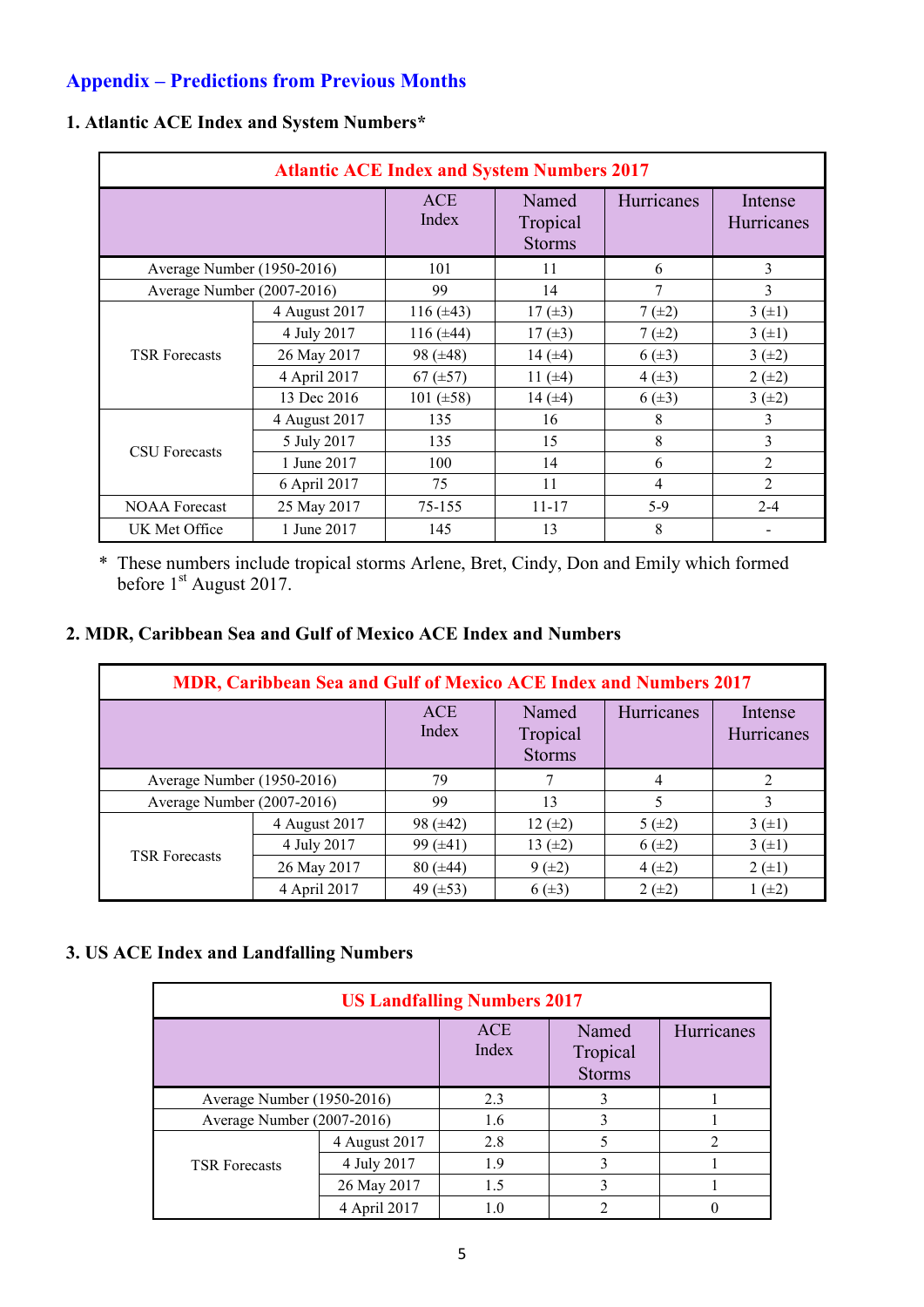## Appendix – Predictions from Previous Months

### 1. Atlantic ACE Index and System Numbers*

| Atlantic ACE Index and System Numbers 2017 | | | | | |
|---|---|---|---|---|---|
| | | ACE Index | Named Tropical Storms | Hurricanes | Intense Hurricanes |
| Average Number (1950-2016) | | 101 | 11 | 6 | 3 |
| Average Number (2007-2016) | | 99 | 14 | 7 | 3 |
| TSR Forecasts | 4 August 2017 | 116 (±43) | 17 (±3) | 7 (±2) | 3 (±1) |
| | 4 July 2017 | 116 (±44) | 17 (±3) | 7 (±2) | 3 (±1) |
| | 26 May 2017 | 98 (±48) | 14 (±4) | 6 (±3) | 3 (±2) |
| | 4 April 2017 | 67 (±57) | 11 (±4) | 4 (±3) | 2 (±2) |
| | 13 Dec 2016 | 101 (±58) | 14 (±4) | 6 (±3) | 3 (±2) |
| CSU Forecasts | 4 August 2017 | 135 | 16 | 8 | 3 |
| | 5 July 2017 | 135 | 15 | 8 | 3 |
| | 1 June 2017 | 100 | 14 | 6 | 2 |
| | 6 April 2017 | 75 | 11 | 4 | 2 |
| NOAA Forecast | 25 May 2017 | 75-155 | 11-17 | 5-9 | 2-4 |
| UK Met Office | 1 June 2017 | 145 | 13 | 8 | - |

\* These numbers include tropical storms Arlene, Bret, Cindy, Don and Emily which formed before 1st August 2017.

### 2. MDR, Caribbean Sea and Gulf of Mexico ACE Index and Numbers

| MDR, Caribbean Sea and Gulf of Mexico ACE Index and Numbers 2017 | | | | | |
|---|---|---|---|---|---|
| | | ACE Index | Named Tropical Storms | Hurricanes | Intense Hurricanes |
| Average Number (1950-2016) | | 79 | 7 | 4 | 2 |
| Average Number (2007-2016) | | 99 | 13 | 5 | 3 |
| TSR Forecasts | 4 August 2017 | 98 (±42) | 12 (±2) | 5 (±2) | 3 (±1) |
| | 4 July 2017 | 99 (±41) | 13 (±2) | 6 (±2) | 3 (±1) |
| | 26 May 2017 | 80 (±44) | 9 (±2) | 4 (±2) | 2 (±1) |
| | 4 April 2017 | 49 (±53) | 6 (±3) | 2 (±2) | 1 (±2) |

### 3. US ACE Index and Landfalling Numbers

| US Landfalling Numbers 2017 | | | | |
|---|---|---|---|---|
| | | ACE Index | Named Tropical Storms | Hurricanes |
| Average Number (1950-2016) | | 2.3 | 3 | 1 |
| Average Number (2007-2016) | | 1.6 | 3 | 1 |
| TSR Forecasts | 4 August 2017 | 2.8 | 5 | 2 |
| | 4 July 2017 | 1.9 | 3 | 1 |
| | 26 May 2017 | 1.5 | 3 | 1 |
| | 4 April 2017 | 1.0 | 2 | 0 |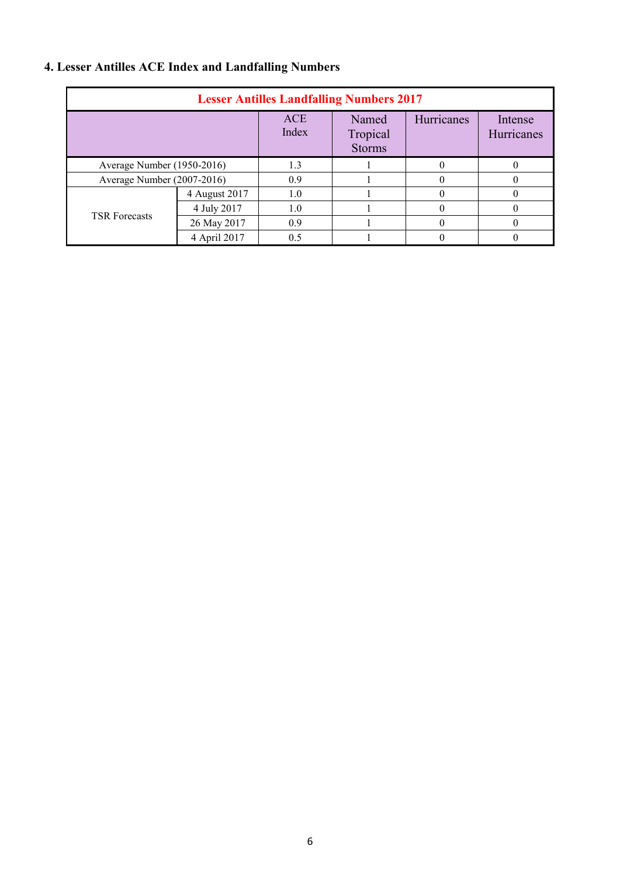## 4. Lesser Antilles ACE Index and Landfalling Numbers

| Lesser Antilles Landfalling Numbers 2017 | | | | | |
|---|---|---|---|---|---|
| | | ACE Index | Named Tropical Storms | Hurricanes | Intense Hurricanes |
| Average Number (1950-2016) | | 1.3 | 1 | 0 | 0 |
| Average Number (2007-2016) | | 0.9 | 1 | 0 | 0 |
| TSR Forecasts | 4 August 2017 | 1.0 | 1 | 0 | 0 |
| | 4 July 2017 | 1.0 | 1 | 0 | 0 |
| | 26 May 2017 | 0.9 | 1 | 0 | 0 |
| | 4 April 2017 | 0.5 | 1 | 0 | 0 |